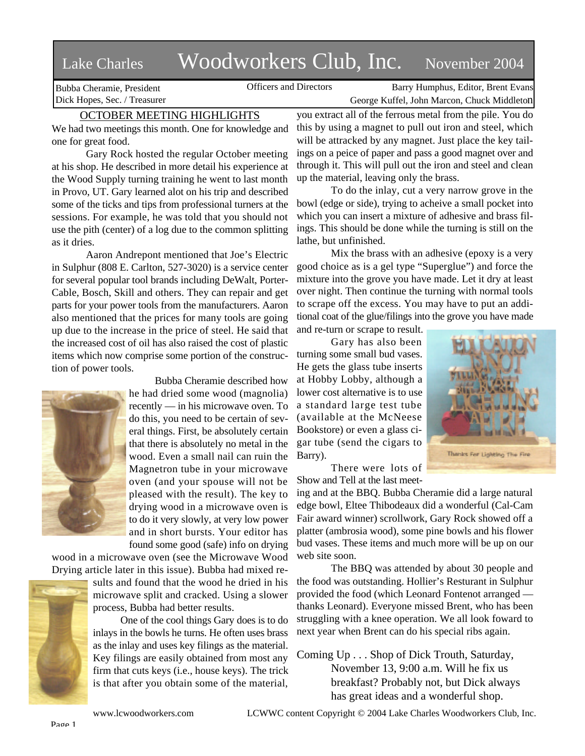# Lake Charles Woodworkers Club, Inc. November 2004

Bubba Cheramie, President
Dick Hopes, Sec. / Treasurer

Officers and Directors

Barry Humphus, Editor, Brent Evans
George Kuffel, John Marcon, Chuck Middleton

## OCTOBER MEETING HIGHLIGHTS

We had two meetings this month. One for knowledge and one for great food.

Gary Rock hosted the regular October meeting at his shop. He described in more detail his experience at the Wood Supply turning training he went to last month in Provo, UT. Gary learned alot on his trip and described some of the ticks and tips from professional turners at the sessions. For example, he was told that you should not use the pith (center) of a log due to the common splitting as it dries.

Aaron Andrepont mentioned that Joe's Electric in Sulphur (808 E. Carlton, 527-3020) is a service center for several popular tool brands including DeWalt, Porter-Cable, Bosch, Skill and others. They can repair and get parts for your power tools from the manufacturers. Aaron also mentioned that the prices for many tools are going up due to the increase in the price of steel. He said that the increased cost of oil has also raised the cost of plastic items which now comprise some portion of the construction of power tools.

Bubba Cheramie described how he had dried some wood (magnolia) recently — in his microwave oven. To do this, you need to be certain of several things. First, be absolutely certain that there is absolutely no metal in the wood. Even a small nail can ruin the Magnetron tube in your microwave oven (and your spouse will not be pleased with the result). The key to drying wood in a microwave oven is to do it very slowly, at very low power and in short bursts. Your editor has found some good (safe) info on drying wood in a microwave oven (see the Microwave Wood Drying article later in this issue). Bubba had mixed results and found that the wood he dried in his microwave split and cracked. Using a slower process, Bubba had better results.

One of the cool things Gary does is to do inlays in the bowls he turns. He often uses brass as the inlay and uses key filings as the material. Key filings are easily obtained from most any firm that cuts keys (i.e., house keys). The trick is that after you obtain some of the material, you extract all of the ferrous metal from the pile. You do this by using a magnet to pull out iron and steel, which will be attracked by any magnet. Just place the key tailings on a peice of paper and pass a good magnet over and through it. This will pull out the iron and steel and clean up the material, leaving only the brass.

To do the inlay, cut a very narrow grove in the bowl (edge or side), trying to acheive a small pocket into which you can insert a mixture of adhesive and brass filings. This should be done while the turning is still on the lathe, but unfinished.

Mix the brass with an adhesive (epoxy is a very good choice as is a gel type "Superglue") and force the mixture into the grove you have made. Let it dry at least over night. Then continue the turning with normal tools to scrape off the excess. You may have to put an additional coat of the glue/filings into the grove you have made and re-turn or scrape to result.

Gary has also been turning some small bud vases. He gets the glass tube inserts at Hobby Lobby, although a lower cost alternative is to use a standard large test tube (available at the McNeese Bookstore) or even a glass cigar tube (send the cigars to Barry).

There were lots of Show and Tell at the last meeting and at the BBQ. Bubba Cheramie did a large natural edge bowl, Eltee Thibodeaux did a wonderful (Cal-Cam Fair award winner) scrollwork, Gary Rock showed off a platter (ambrosia wood), some pine bowls and his flower bud vases. These items and much more will be up on our web site soon.

The BBQ was attended by about 30 people and the food was outstanding. Hollier's Resturant in Sulphur provided the food (which Leonard Fontenot arranged — thanks Leonard). Everyone missed Brent, who has been struggling with a knee operation. We all look foward to next year when Brent can do his special ribs again.

Coming Up . . . Shop of Dick Trouth, Saturday, November 13, 9:00 a.m. Will he fix us breakfast? Probably not, but Dick always has great ideas and a wonderful shop.

www.lcwoodworkers.com LCWWC content Copyright © 2004 Lake Charles Woodworkers Club, Inc.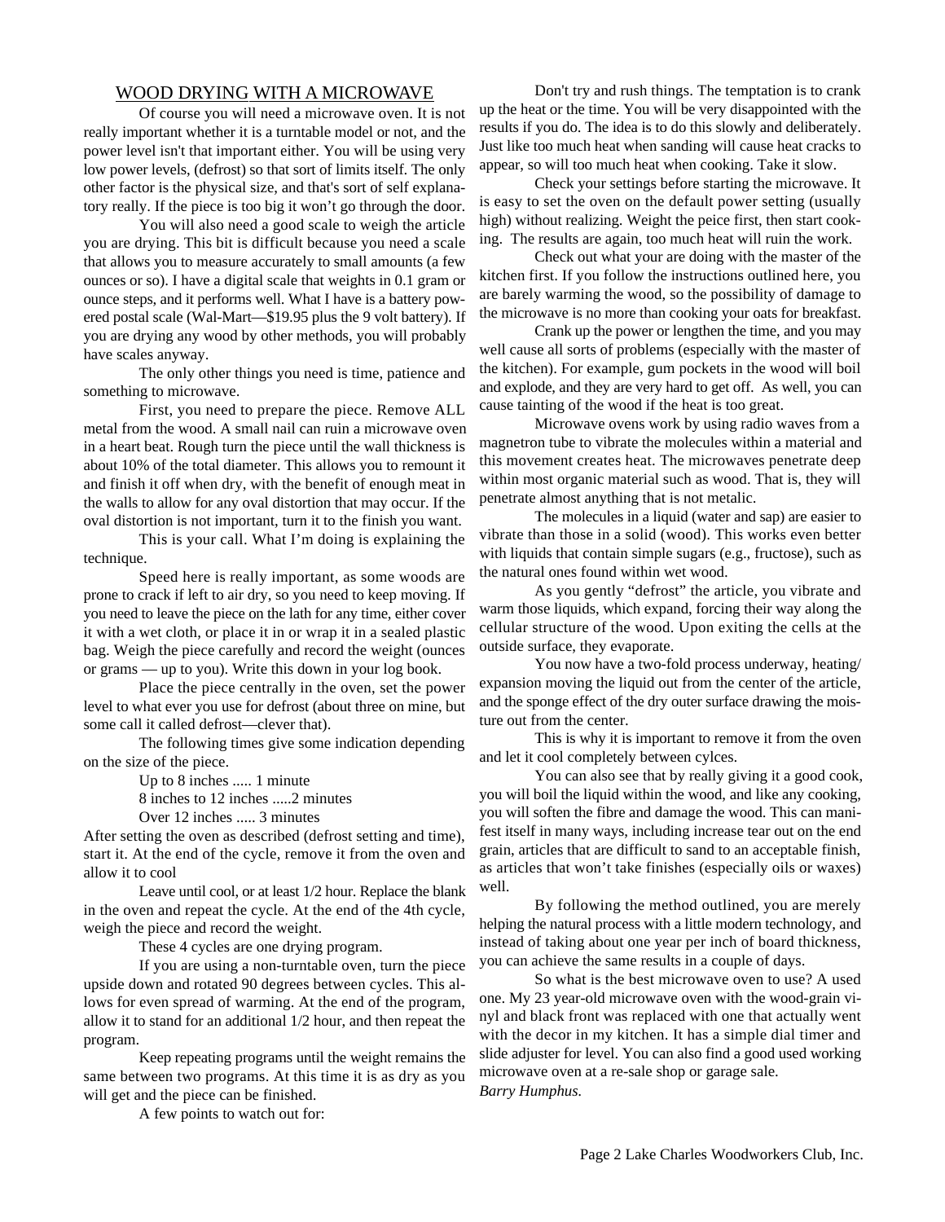## WOOD DRYING WITH A MICROWAVE

Of course you will need a microwave oven. It is not really important whether it is a turntable model or not, and the power level isn't that important either. You will be using very low power levels, (defrost) so that sort of limits itself. The only other factor is the physical size, and that's sort of self explanatory really. If the piece is too big it won't go through the door.

You will also need a good scale to weigh the article you are drying. This bit is difficult because you need a scale that allows you to measure accurately to small amounts (a few ounces or so). I have a digital scale that weights in 0.1 gram or ounce steps, and it performs well. What I have is a battery powered postal scale (Wal-Mart—$19.95 plus the 9 volt battery). If you are drying any wood by other methods, you will probably have scales anyway.

The only other things you need is time, patience and something to microwave.

First, you need to prepare the piece. Remove ALL metal from the wood. A small nail can ruin a microwave oven in a heart beat. Rough turn the piece until the wall thickness is about 10% of the total diameter. This allows you to remount it and finish it off when dry, with the benefit of enough meat in the walls to allow for any oval distortion that may occur. If the oval distortion is not important, turn it to the finish you want.

This is your call. What I'm doing is explaining the technique.

Speed here is really important, as some woods are prone to crack if left to air dry, so you need to keep moving. If you need to leave the piece on the lath for any time, either cover it with a wet cloth, or place it in or wrap it in a sealed plastic bag. Weigh the piece carefully and record the weight (ounces or grams — up to you). Write this down in your log book.

Place the piece centrally in the oven, set the power level to what ever you use for defrost (about three on mine, but some call it called defrost—clever that).

The following times give some indication depending on the size of the piece.

Up to 8 inches ..... 1 minute
8 inches to 12 inches .....2 minutes
Over 12 inches ..... 3 minutes

After setting the oven as described (defrost setting and time), start it. At the end of the cycle, remove it from the oven and allow it to cool

Leave until cool, or at least 1/2 hour. Replace the blank in the oven and repeat the cycle. At the end of the 4th cycle, weigh the piece and record the weight.

These 4 cycles are one drying program.

If you are using a non-turntable oven, turn the piece upside down and rotated 90 degrees between cycles. This allows for even spread of warming. At the end of the program, allow it to stand for an additional 1/2 hour, and then repeat the program.

Keep repeating programs until the weight remains the same between two programs. At this time it is as dry as you will get and the piece can be finished.

A few points to watch out for:

Don't try and rush things. The temptation is to crank up the heat or the time. You will be very disappointed with the results if you do. The idea is to do this slowly and deliberately. Just like too much heat when sanding will cause heat cracks to appear, so will too much heat when cooking. Take it slow.

Check your settings before starting the microwave. It is easy to set the oven on the default power setting (usually high) without realizing. Weight the peice first, then start cooking. The results are again, too much heat will ruin the work.

Check out what your are doing with the master of the kitchen first. If you follow the instructions outlined here, you are barely warming the wood, so the possibility of damage to the microwave is no more than cooking your oats for breakfast.

Crank up the power or lengthen the time, and you may well cause all sorts of problems (especially with the master of the kitchen). For example, gum pockets in the wood will boil and explode, and they are very hard to get off. As well, you can cause tainting of the wood if the heat is too great.

Microwave ovens work by using radio waves from a magnetron tube to vibrate the molecules within a material and this movement creates heat. The microwaves penetrate deep within most organic material such as wood. That is, they will penetrate almost anything that is not metalic.

The molecules in a liquid (water and sap) are easier to vibrate than those in a solid (wood). This works even better with liquids that contain simple sugars (e.g., fructose), such as the natural ones found within wet wood.

As you gently "defrost" the article, you vibrate and warm those liquids, which expand, forcing their way along the cellular structure of the wood. Upon exiting the cells at the outside surface, they evaporate.

You now have a two-fold process underway, heating/expansion moving the liquid out from the center of the article, and the sponge effect of the dry outer surface drawing the moisture out from the center.

This is why it is important to remove it from the oven and let it cool completely between cylces.

You can also see that by really giving it a good cook, you will boil the liquid within the wood, and like any cooking, you will soften the fibre and damage the wood. This can manifest itself in many ways, including increase tear out on the end grain, articles that are difficult to sand to an acceptable finish, as articles that won't take finishes (especially oils or waxes) well.

By following the method outlined, you are merely helping the natural process with a little modern technology, and instead of taking about one year per inch of board thickness, you can achieve the same results in a couple of days.

So what is the best microwave oven to use? A used one. My 23 year-old microwave oven with the wood-grain vinyl and black front was replaced with one that actually went with the decor in my kitchen. It has a simple dial timer and slide adjuster for level. You can also find a good used working microwave oven at a re-sale shop or garage sale.

*Barry Humphus.*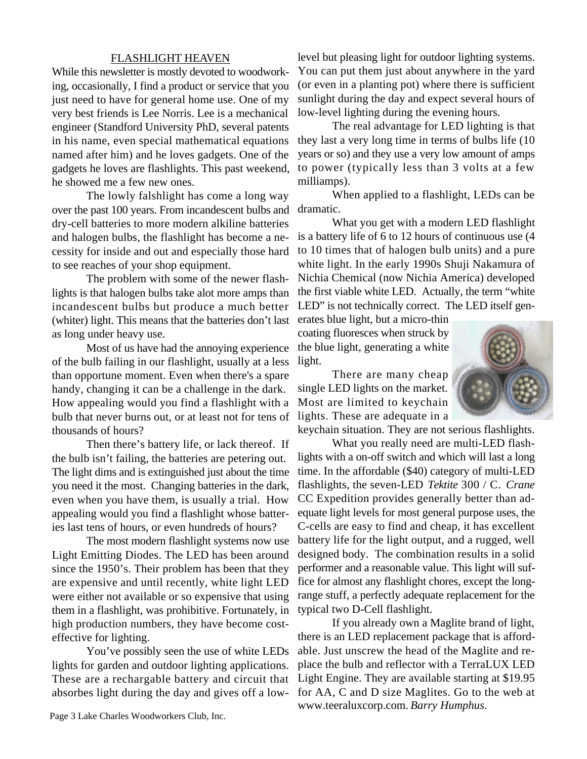## FLASHLIGHT HEAVEN

While this newsletter is mostly devoted to woodworking, occasionally, I find a product or service that you just need to have for general home use. One of my very best friends is Lee Norris. Lee is a mechanical engineer (Standford University PhD, several patents in his name, even special mathematical equations named after him) and he loves gadgets. One of the gadgets he loves are flashlights. This past weekend, he showed me a few new ones.

The lowly falshlight has come a long way over the past 100 years. From incandescent bulbs and dry-cell batteries to more modern alkiline batteries and halogen bulbs, the flashlight has become a necessity for inside and out and especially those hard to see reaches of your shop equipment.

The problem with some of the newer flashlights is that halogen bulbs take alot more amps than incandescent bulbs but produce a much better (whiter) light. This means that the batteries don't last as long under heavy use.

Most of us have had the annoying experience of the bulb failing in our flashlight, usually at a less than opportune moment. Even when there's a spare handy, changing it can be a challenge in the dark. How appealing would you find a flashlight with a bulb that never burns out, or at least not for tens of thousands of hours?

Then there's battery life, or lack thereof. If the bulb isn't failing, the batteries are petering out. The light dims and is extinguished just about the time you need it the most. Changing batteries in the dark, even when you have them, is usually a trial. How appealing would you find a flashlight whose batteries last tens of hours, or even hundreds of hours?

The most modern flashlight systems now use Light Emitting Diodes. The LED has been around since the 1950's. Their problem has been that they are expensive and until recently, white light LED were either not available or so expensive that using them in a flashlight, was prohibitive. Fortunately, in high production numbers, they have become cost-effective for lighting.

You've possibly seen the use of white LEDs lights for garden and outdoor lighting applications. These are a rechargable battery and circuit that absorbes light during the day and gives off a low-level but pleasing light for outdoor lighting systems. You can put them just about anywhere in the yard (or even in a planting pot) where there is sufficient sunlight during the day and expect several hours of low-level lighting during the evening hours.

The real advantage for LED lighting is that they last a very long time in terms of bulbs life (10 years or so) and they use a very low amount of amps to power (typically less than 3 volts at a few milliamps).

When applied to a flashlight, LEDs can be dramatic.

What you get with a modern LED flashlight is a battery life of 6 to 12 hours of continuous use (4 to 10 times that of halogen bulb units) and a pure white light. In the early 1990s Shuji Nakamura of Nichia Chemical (now Nichia America) developed the first viable white LED. Actually, the term "white LED" is not technically correct. The LED itself generates blue light, but a micro-thin coating fluoresces when struck by the blue light, generating a white light.

There are many cheap single LED lights on the market. Most are limited to keychain lights. These are adequate in a keychain situation. They are not serious flashlights.

What you really need are multi-LED flashlights with a on-off switch and which will last a long time. In the affordable ($40) category of multi-LED flashlights, the seven-LED *Tektite* 300 / C. *Crane* CC Expedition provides generally better than adequate light levels for most general purpose uses, the C-cells are easy to find and cheap, it has excellent battery life for the light output, and a rugged, well designed body. The combination results in a solid performer and a reasonable value. This light will suffice for almost any flashlight chores, except the long-range stuff, a perfectly adequate replacement for the typical two D-Cell flashlight.

If you already own a Maglite brand of light, there is an LED replacement package that is affordable. Just unscrew the head of the Maglite and replace the bulb and reflector with a TerraLUX LED Light Engine. They are available starting at $19.95 for AA, C and D size Maglites. Go to the web at www.teeraluxcorp.com. *Barry Humphus*.